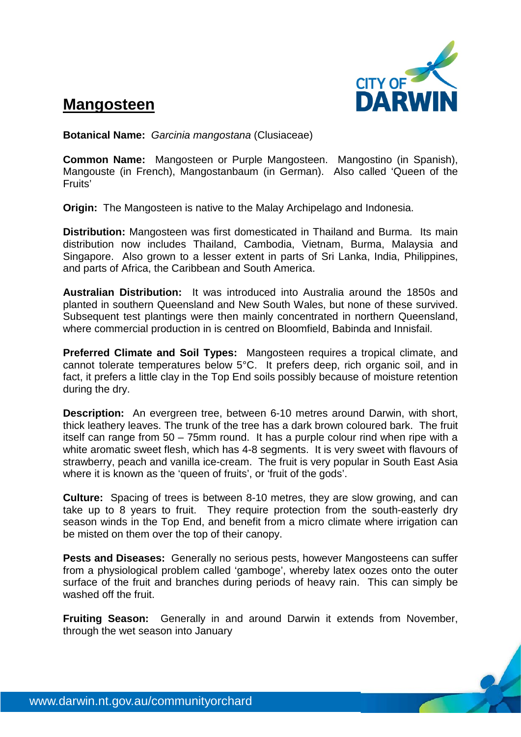# Mangosteen

**Botanical Name:** *Garcinia mangostana* (Clusiaceae)

**Common Name:** Mangosteen or Purple Mangosteen. Mangostino (in Spanish), Mangouste (in French), Mangostanbaum (in German). Also called 'Queen of the Fruits'

**Origin:** The Mangosteen is native to the Malay Archipelago and Indonesia.

**Distribution:** Mangosteen was first domesticated in Thailand and Burma. Its main distribution now includes Thailand, Cambodia, Vietnam, Burma, Malaysia and Singapore. Also grown to a lesser extent in parts of Sri Lanka, India, Philippines, and parts of Africa, the Caribbean and South America.

**Australian Distribution:** It was introduced into Australia around the 1850s and planted in southern Queensland and New South Wales, but none of these survived. Subsequent test plantings were then mainly concentrated in northern Queensland, where commercial production in is centred on Bloomfield, Babinda and Innisfail.

**Preferred Climate and Soil Types:** Mangosteen requires a tropical climate, and cannot tolerate temperatures below 5°C. It prefers deep, rich organic soil, and in fact, it prefers a little clay in the Top End soils possibly because of moisture retention during the dry.

**Description:** An evergreen tree, between 6-10 metres around Darwin, with short, thick leathery leaves. The trunk of the tree has a dark brown coloured bark. The fruit itself can range from 50 – 75mm round. It has a purple colour rind when ripe with a white aromatic sweet flesh, which has 4-8 segments. It is very sweet with flavours of strawberry, peach and vanilla ice-cream. The fruit is very popular in South East Asia where it is known as the 'queen of fruits', or 'fruit of the gods'.

**Culture:** Spacing of trees is between 8-10 metres, they are slow growing, and can take up to 8 years to fruit. They require protection from the south-easterly dry season winds in the Top End, and benefit from a micro climate where irrigation can be misted on them over the top of their canopy.

**Pests and Diseases:** Generally no serious pests, however Mangosteens can suffer from a physiological problem called 'gamboge', whereby latex oozes onto the outer surface of the fruit and branches during periods of heavy rain. This can simply be washed off the fruit.

**Fruiting Season:** Generally in and around Darwin it extends from November, through the wet season into January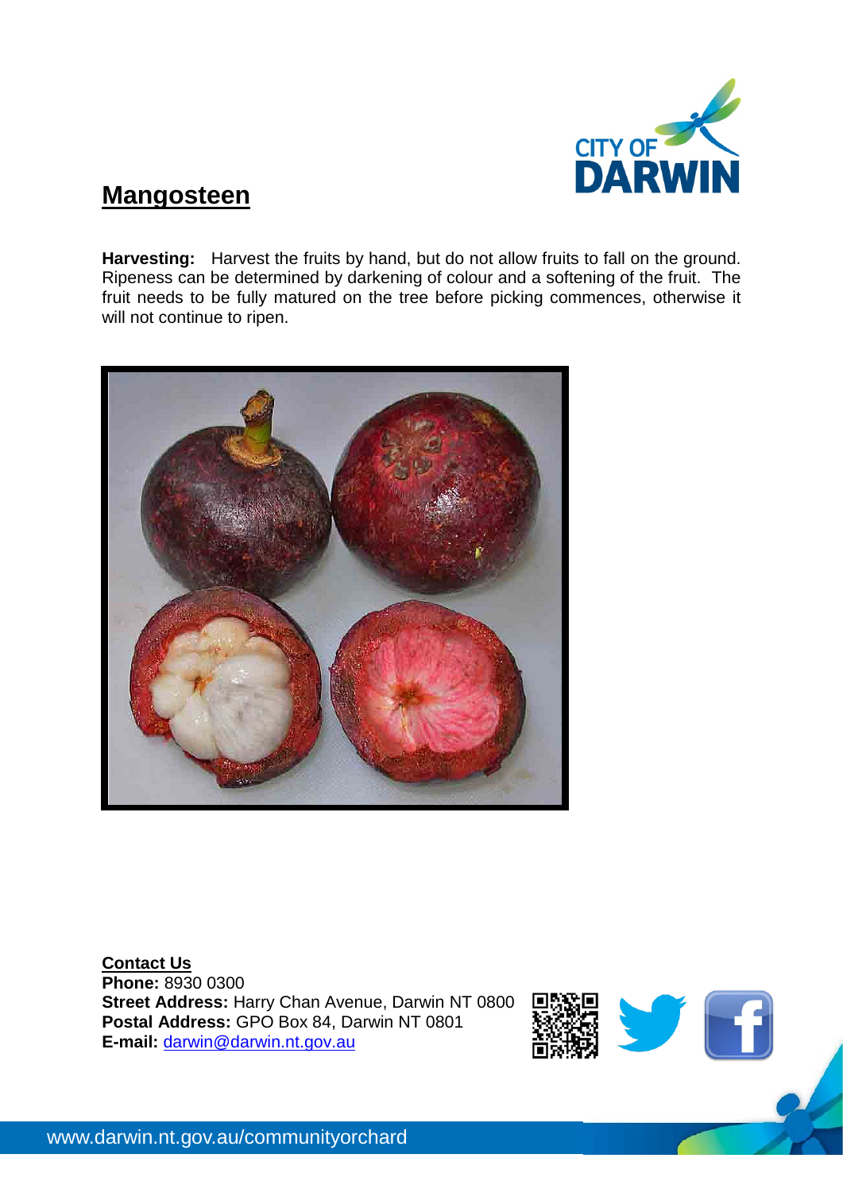## Mangosteen

**Harvesting:** Harvest the fruits by hand, but do not allow fruits to fall on the ground. Ripeness can be determined by darkening of colour and a softening of the fruit. The fruit needs to be fully matured on the tree before picking commences, otherwise it will not continue to ripen.

**Contact Us**

**Phone:** 8930 0300

**Street Address:** Harry Chan Avenue, Darwin NT 0800

**Postal Address:** GPO Box 84, Darwin NT 0801

**E-mail:** darwin@darwin.nt.gov.au

www.darwin.nt.gov.au/communityorchard